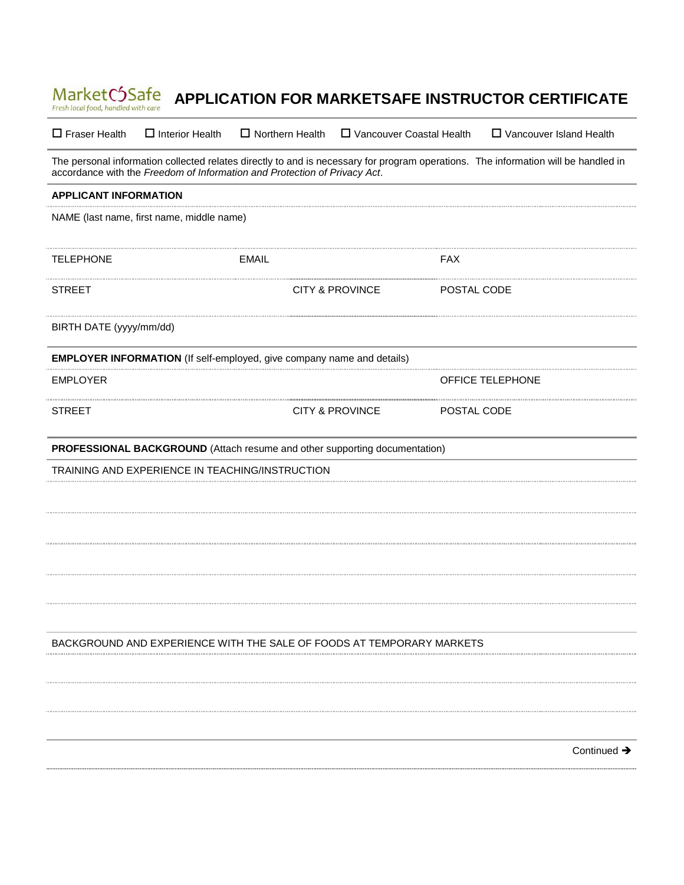MarketSafe
*Fresh local food, handled with care*

# APPLICATION FOR MARKETSAFE INSTRUCTOR CERTIFICATE

☐ Fraser Health ☐ Interior Health ☐ Northern Health ☐ Vancouver Coastal Health ☐ Vancouver Island Health

The personal information collected relates directly to and is necessary for program operations. The information will be handled in accordance with the *Freedom of Information and Protection of Privacy Act*.

**APPLICANT INFORMATION**

NAME (last name, first name, middle name)

| TELEPHONE | EMAIL | FAX |
|---|---|---|
| | | |

| STREET | CITY & PROVINCE | POSTAL CODE |
|---|---|---|
| | | |

BIRTH DATE (yyyy/mm/dd)

**EMPLOYER INFORMATION** (If self-employed, give company name and details)

| EMPLOYER | OFFICE TELEPHONE |
|---|---|
| | |

| STREET | CITY & PROVINCE | POSTAL CODE |
|---|---|---|
| | | |

**PROFESSIONAL BACKGROUND** (Attach resume and other supporting documentation)

TRAINING AND EXPERIENCE IN TEACHING/INSTRUCTION

BACKGROUND AND EXPERIENCE WITH THE SALE OF FOODS AT TEMPORARY MARKETS

Continued ➔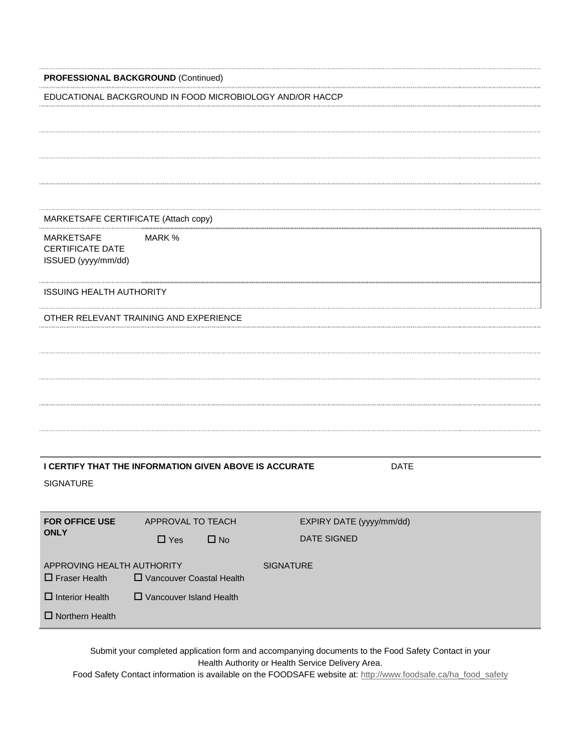**PROFESSIONAL BACKGROUND** (Continued)

EDUCATIONAL BACKGROUND IN FOOD MICROBIOLOGY AND/OR HACCP

MARKETSAFE CERTIFICATE (Attach copy)

| MARKETSAFE CERTIFICATE DATE ISSUED (yyyy/mm/dd) | MARK % |
|---|---|
| | |

ISSUING HEALTH AUTHORITY

OTHER RELEVANT TRAINING AND EXPERIENCE

**I CERTIFY THAT THE INFORMATION GIVEN ABOVE IS ACCURATE** DATE

SIGNATURE

**FOR OFFICE USE ONLY**

APPROVAL TO TEACH

☐ Yes ☐ No

EXPIRY DATE (yyyy/mm/dd)

DATE SIGNED

APPROVING HEALTH AUTHORITY

☐ Fraser Health ☐ Vancouver Coastal Health

☐ Interior Health ☐ Vancouver Island Health

☐ Northern Health

SIGNATURE

Submit your completed application form and accompanying documents to the Food Safety Contact in your Health Authority or Health Service Delivery Area.

Food Safety Contact information is available on the FOODSAFE website at: http://www.foodsafe.ca/ha_food_safety